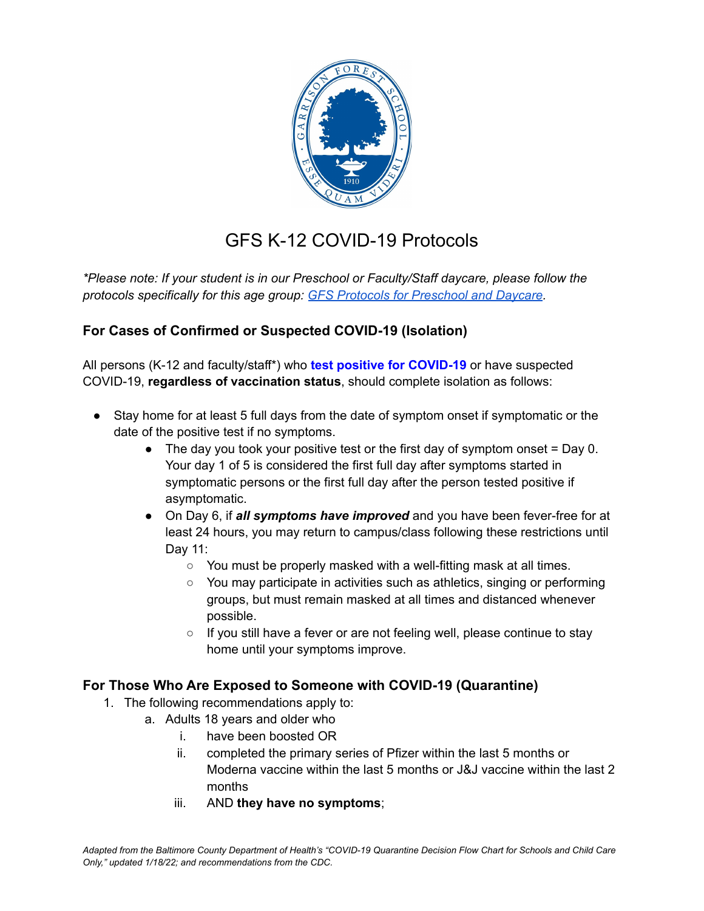# GFS K-12 COVID-19 Protocols

*\*Please note: If your student is in our Preschool or Faculty/Staff daycare, please follow the protocols specifically for this age group: [GFS Protocols for Preschool and Daycare](#).*

## For Cases of Confirmed or Suspected COVID-19 (Isolation)

All persons (K-12 and faculty/staff*) who **test positive for COVID-19** or have suspected COVID-19, **regardless of vaccination status**, should complete isolation as follows:

- Stay home for at least 5 full days from the date of symptom onset if symptomatic or the date of the positive test if no symptoms.
  - The day you took your positive test or the first day of symptom onset = Day 0. Your day 1 of 5 is considered the first full day after symptoms started in symptomatic persons or the first full day after the person tested positive if asymptomatic.
  - On Day 6, if ***all symptoms have improved*** and you have been fever-free for at least 24 hours, you may return to campus/class following these restrictions until Day 11:
    - You must be properly masked with a well-fitting mask at all times.
    - You may participate in activities such as athletics, singing or performing groups, but must remain masked at all times and distanced whenever possible.
    - If you still have a fever or are not feeling well, please continue to stay home until your symptoms improve.

## For Those Who Are Exposed to Someone with COVID-19 (Quarantine)

1. The following recommendations apply to:
   a. Adults 18 years and older who
      i. have been boosted OR
      ii. completed the primary series of Pfizer within the last 5 months or Moderna vaccine within the last 5 months or J&J vaccine within the last 2 months
      iii. AND **they have no symptoms**;

*Adapted from the Baltimore County Department of Health's "COVID-19 Quarantine Decision Flow Chart for Schools and Child Care Only," updated 1/18/22; and recommendations from the CDC.*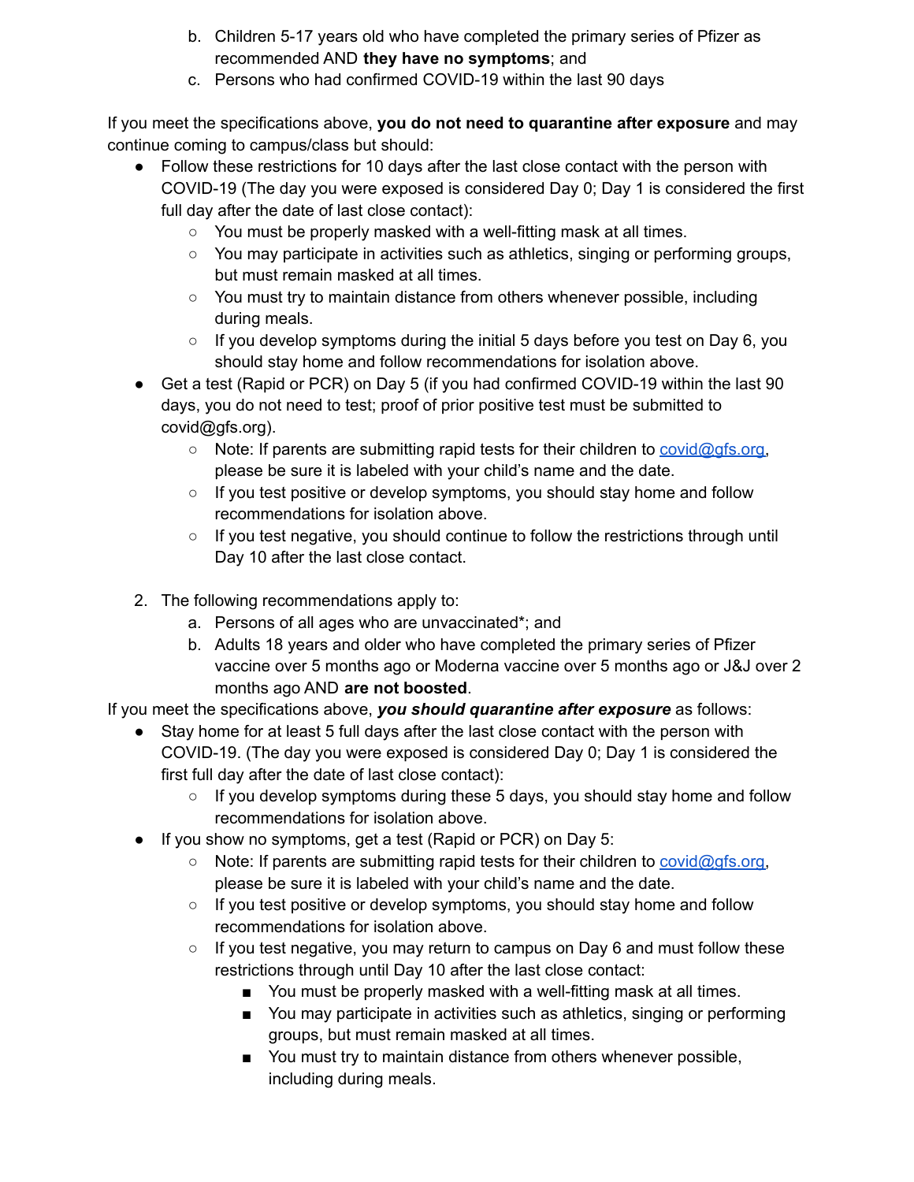b. Children 5-17 years old who have completed the primary series of Pfizer as recommended AND **they have no symptoms**; and
   c. Persons who had confirmed COVID-19 within the last 90 days

If you meet the specifications above, **you do not need to quarantine after exposure** and may continue coming to campus/class but should:

- Follow these restrictions for 10 days after the last close contact with the person with COVID-19 (The day you were exposed is considered Day 0; Day 1 is considered the first full day after the date of last close contact):
  - You must be properly masked with a well-fitting mask at all times.
  - You may participate in activities such as athletics, singing or performing groups, but must remain masked at all times.
  - You must try to maintain distance from others whenever possible, including during meals.
  - If you develop symptoms during the initial 5 days before you test on Day 6, you should stay home and follow recommendations for isolation above.
- Get a test (Rapid or PCR) on Day 5 (if you had confirmed COVID-19 within the last 90 days, you do not need to test; proof of prior positive test must be submitted to covid@gfs.org).
  - Note: If parents are submitting rapid tests for their children to covid@gfs.org, please be sure it is labeled with your child's name and the date.
  - If you test positive or develop symptoms, you should stay home and follow recommendations for isolation above.
  - If you test negative, you should continue to follow the restrictions through until Day 10 after the last close contact.

2. The following recommendations apply to:
   a. Persons of all ages who are unvaccinated*; and
   b. Adults 18 years and older who have completed the primary series of Pfizer vaccine over 5 months ago or Moderna vaccine over 5 months ago or J&J over 2 months ago AND **are not boosted**.

If you meet the specifications above, ***you should quarantine after exposure*** as follows:

- Stay home for at least 5 full days after the last close contact with the person with COVID-19. (The day you were exposed is considered Day 0; Day 1 is considered the first full day after the date of last close contact):
  - If you develop symptoms during these 5 days, you should stay home and follow recommendations for isolation above.
- If you show no symptoms, get a test (Rapid or PCR) on Day 5:
  - Note: If parents are submitting rapid tests for their children to covid@gfs.org, please be sure it is labeled with your child's name and the date.
  - If you test positive or develop symptoms, you should stay home and follow recommendations for isolation above.
  - If you test negative, you may return to campus on Day 6 and must follow these restrictions through until Day 10 after the last close contact:
    - You must be properly masked with a well-fitting mask at all times.
    - You may participate in activities such as athletics, singing or performing groups, but must remain masked at all times.
    - You must try to maintain distance from others whenever possible, including during meals.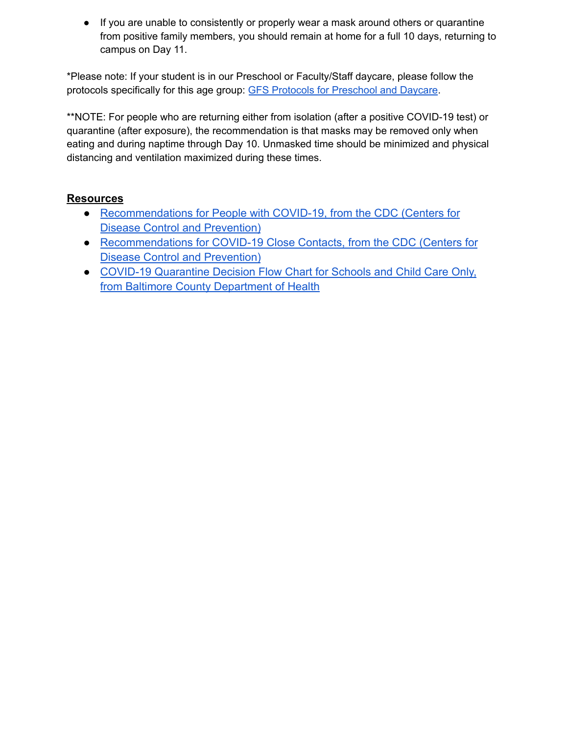- If you are unable to consistently or properly wear a mask around others or quarantine from positive family members, you should remain at home for a full 10 days, returning to campus on Day 11.

*Please note: If your student is in our Preschool or Faculty/Staff daycare, please follow the protocols specifically for this age group: GFS Protocols for Preschool and Daycare.

**NOTE: For people who are returning either from isolation (after a positive COVID-19 test) or quarantine (after exposure), the recommendation is that masks may be removed only when eating and during naptime through Day 10. Unmasked time should be minimized and physical distancing and ventilation maximized during these times.

## Resources

- Recommendations for People with COVID-19, from the CDC (Centers for Disease Control and Prevention)
- Recommendations for COVID-19 Close Contacts, from the CDC (Centers for Disease Control and Prevention)
- COVID-19 Quarantine Decision Flow Chart for Schools and Child Care Only, from Baltimore County Department of Health